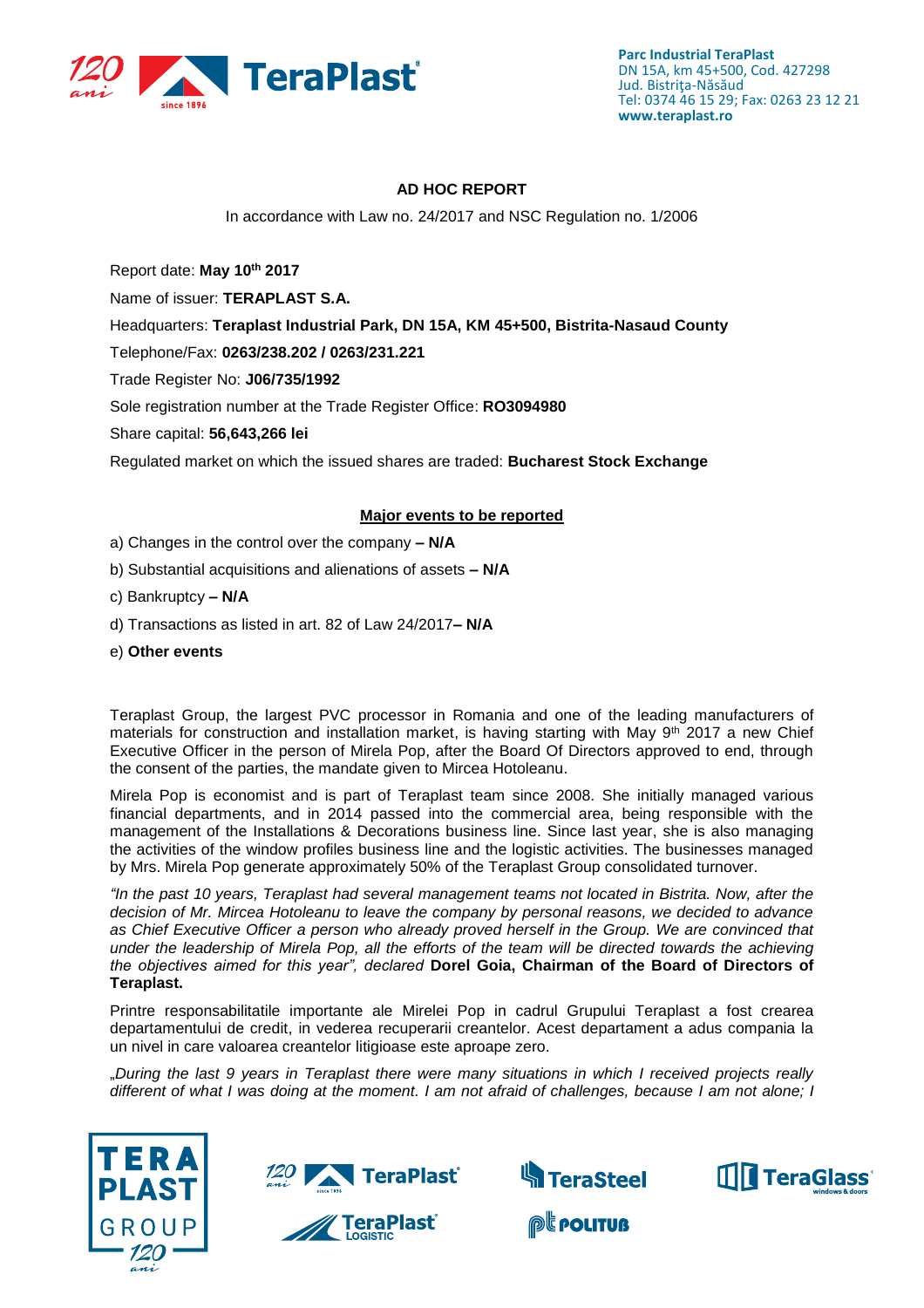Parc Industrial TeraPlast
DN 15A, km 45+500, Cod. 427298
Jud. Bistrița-Năsăud
Tel: 0374 46 15 29; Fax: 0263 23 12 21
www.teraplast.ro

## AD HOC REPORT

In accordance with Law no. 24/2017 and NSC Regulation no. 1/2006

Report date: **May 10th 2017**

Name of issuer: **TERAPLAST S.A.**

Headquarters: **Teraplast Industrial Park, DN 15A, KM 45+500, Bistrita-Nasaud County**

Telephone/Fax: **0263/238.202 / 0263/231.221**

Trade Register No: **J06/735/1992**

Sole registration number at the Trade Register Office: **RO3094980**

Share capital: **56,643,266 lei**

Regulated market on which the issued shares are traded: **Bucharest Stock Exchange**

**Major events to be reported**

a) Changes in the control over the company **– N/A**

b) Substantial acquisitions and alienations of assets **– N/A**

c) Bankruptcy **– N/A**

d) Transactions as listed in art. 82 of Law 24/2017**– N/A**

e) **Other events**

Teraplast Group, the largest PVC processor in Romania and one of the leading manufacturers of materials for construction and installation market, is having starting with May 9th 2017 a new Chief Executive Officer in the person of Mirela Pop, after the Board Of Directors approved to end, through the consent of the parties, the mandate given to Mircea Hotoleanu.

Mirela Pop is economist and is part of Teraplast team since 2008. She initially managed various financial departments, and in 2014 passed into the commercial area, being responsible with the management of the Installations & Decorations business line. Since last year, she is also managing the activities of the window profiles business line and the logistic activities. The businesses managed by Mrs. Mirela Pop generate approximately 50% of the Teraplast Group consolidated turnover.

*"In the past 10 years, Teraplast had several management teams not located in Bistrita. Now, after the decision of Mr. Mircea Hotoleanu to leave the company by personal reasons, we decided to advance as Chief Executive Officer a person who already proved herself in the Group. We are convinced that under the leadership of Mirela Pop, all the efforts of the team will be directed towards the achieving the objectives aimed for this year",* declared **Dorel Goia, Chairman of the Board of Directors of Teraplast.**

Printre responsabilitatile importante ale Mirelei Pop in cadrul Grupului Teraplast a fost crearea departamentului de credit, in vederea recuperarii creantelor. Acest departament a adus compania la un nivel in care valoarea creantelor litigioase este aproape zero.

*„During the last 9 years in Teraplast there were many situations in which I received projects really different of what I was doing at the moment. I am not afraid of challenges, because I am not alone; I*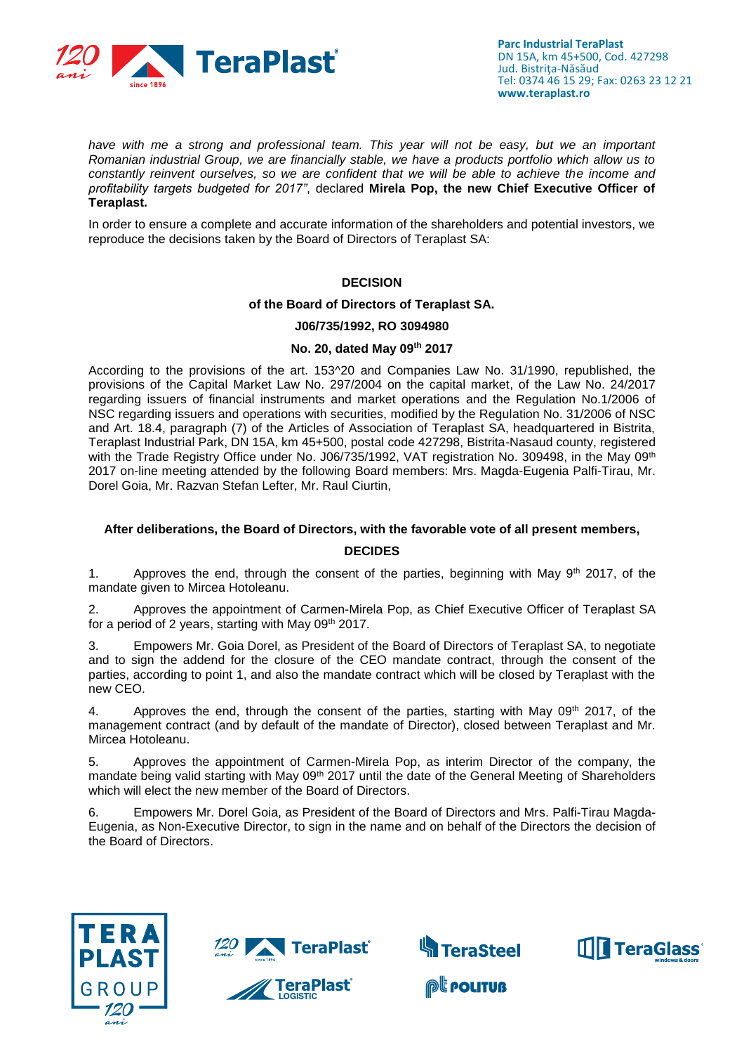*have with me a strong and professional team. This year will not be easy, but we an important Romanian industrial Group, we are financially stable, we have a products portfolio which allow us to constantly reinvent ourselves, so we are confident that we will be able to achieve the income and profitability targets budgeted for 2017"*, declared **Mirela Pop, the new Chief Executive Officer of Teraplast.**

In order to ensure a complete and accurate information of the shareholders and potential investors, we reproduce the decisions taken by the Board of Directors of Teraplast SA:

**DECISION**

**of the Board of Directors of Teraplast SA.**

**J06/735/1992, RO 3094980**

**No. 20, dated May 09th 2017**

According to the provisions of the art. 153^20 and Companies Law No. 31/1990, republished, the provisions of the Capital Market Law No. 297/2004 on the capital market, of the Law No. 24/2017 regarding issuers of financial instruments and market operations and the Regulation No.1/2006 of NSC regarding issuers and operations with securities, modified by the Regulation No. 31/2006 of NSC and Art. 18.4, paragraph (7) of the Articles of Association of Teraplast SA, headquartered in Bistrita, Teraplast Industrial Park, DN 15A, km 45+500, postal code 427298, Bistrita-Nasaud county, registered with the Trade Registry Office under No. J06/735/1992, VAT registration No. 309498, in the May 09th 2017 on-line meeting attended by the following Board members: Mrs. Magda-Eugenia Palfi-Tirau, Mr. Dorel Goia, Mr. Razvan Stefan Lefter, Mr. Raul Ciurtin,

**After deliberations, the Board of Directors, with the favorable vote of all present members,**

**DECIDES**

1. Approves the end, through the consent of the parties, beginning with May 9th 2017, of the mandate given to Mircea Hotoleanu.

2. Approves the appointment of Carmen-Mirela Pop, as Chief Executive Officer of Teraplast SA for a period of 2 years, starting with May 09th 2017.

3. Empowers Mr. Goia Dorel, as President of the Board of Directors of Teraplast SA, to negotiate and to sign the addend for the closure of the CEO mandate contract, through the consent of the parties, according to point 1, and also the mandate contract which will be closed by Teraplast with the new CEO.

4. Approves the end, through the consent of the parties, starting with May 09th 2017, of the management contract (and by default of the mandate of Director), closed between Teraplast and Mr. Mircea Hotoleanu.

5. Approves the appointment of Carmen-Mirela Pop, as interim Director of the company, the mandate being valid starting with May 09th 2017 until the date of the General Meeting of Shareholders which will elect the new member of the Board of Directors.

6. Empowers Mr. Dorel Goia, as President of the Board of Directors and Mrs. Palfi-Tirau Magda-Eugenia, as Non-Executive Director, to sign in the name and on behalf of the Directors the decision of the Board of Directors.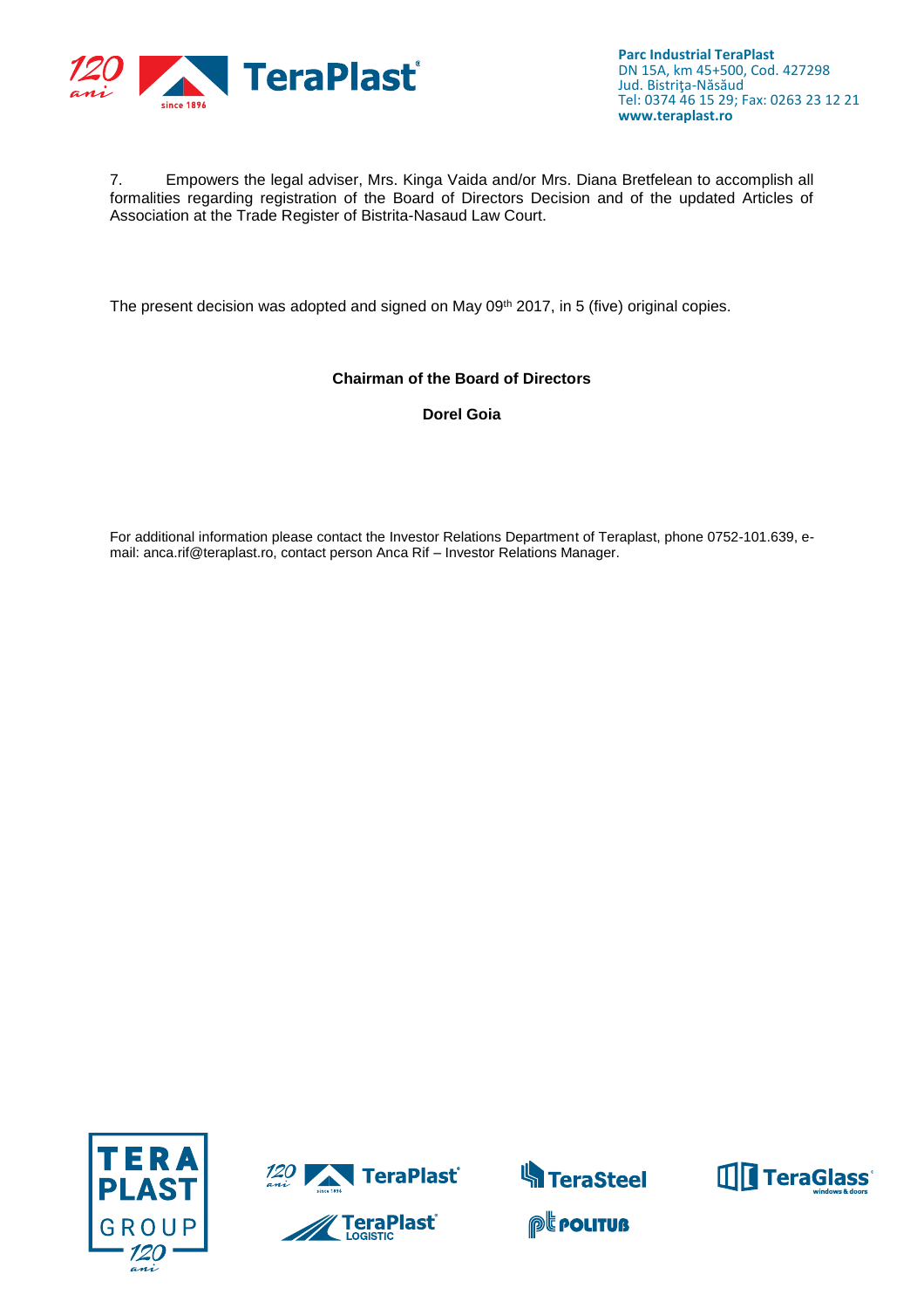7. Empowers the legal adviser, Mrs. Kinga Vaida and/or Mrs. Diana Bretfelean to accomplish all formalities regarding registration of the Board of Directors Decision and of the updated Articles of Association at the Trade Register of Bistrita-Nasaud Law Court.

The present decision was adopted and signed on May 09th 2017, in 5 (five) original copies.

**Chairman of the Board of Directors**

**Dorel Goia**

For additional information please contact the Investor Relations Department of Teraplast, phone 0752-101.639, e-mail: anca.rif@teraplast.ro, contact person Anca Rif – Investor Relations Manager.